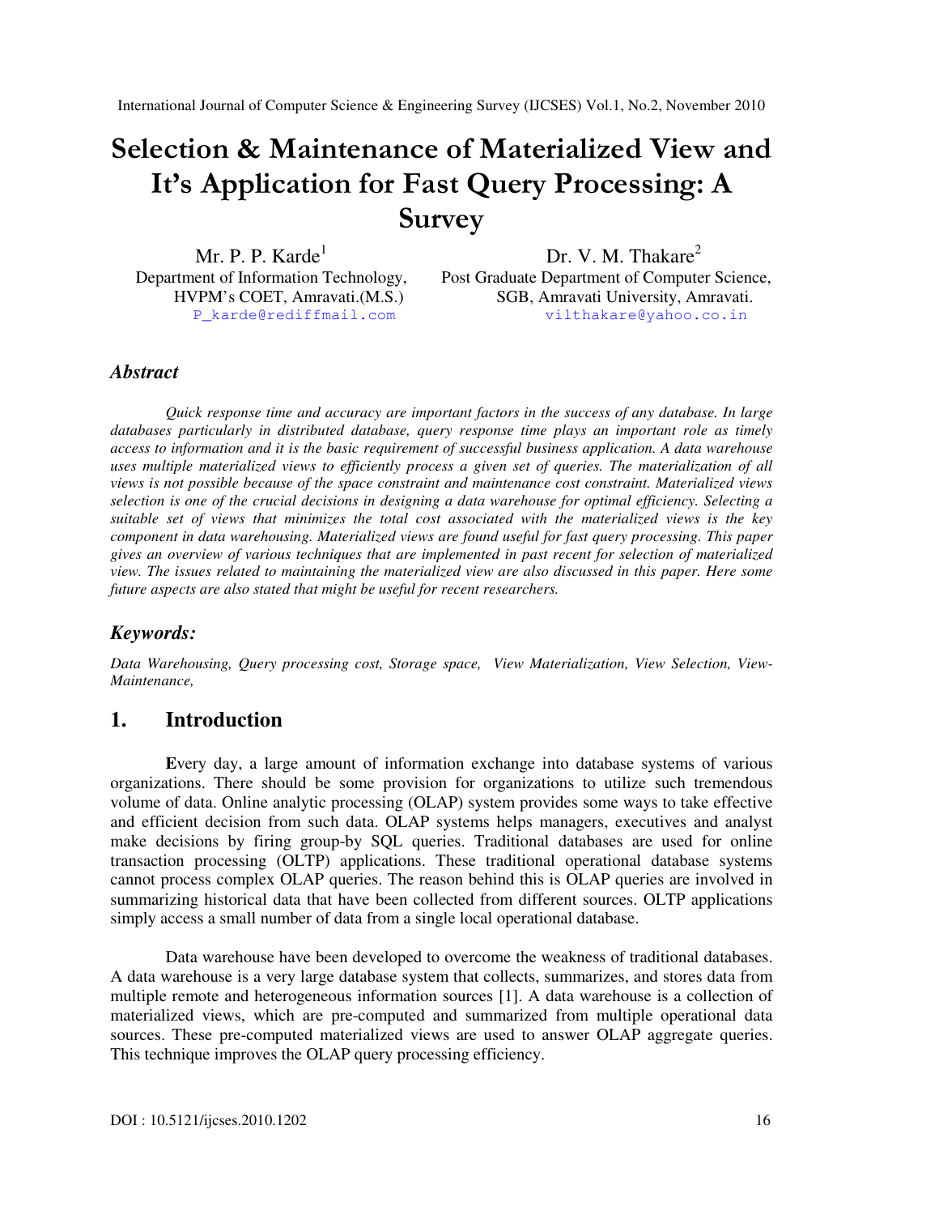# Selection & Maintenance of Materialized View and It's Application for Fast Query Processing: A Survey

Mr. P. P. Karde[1]
Department of Information Technology,
HVPM's COET, Amravati.(M.S.)
P_karde@rediffmail.com

Dr. V. M. Thakare[2]
Post Graduate Department of Computer Science,
SGB, Amravati University, Amravati.
vilthakare@yahoo.co.in

### *Abstract*

*Quick response time and accuracy are important factors in the success of any database. In large databases particularly in distributed database, query response time plays an important role as timely access to information and it is the basic requirement of successful business application. A data warehouse uses multiple materialized views to efficiently process a given set of queries. The materialization of all views is not possible because of the space constraint and maintenance cost constraint. Materialized views selection is one of the crucial decisions in designing a data warehouse for optimal efficiency. Selecting a suitable set of views that minimizes the total cost associated with the materialized views is the key component in data warehousing. Materialized views are found useful for fast query processing. This paper gives an overview of various techniques that are implemented in past recent for selection of materialized view. The issues related to maintaining the materialized view are also discussed in this paper. Here some future aspects are also stated that might be useful for recent researchers.*

### *Keywords:*

*Data Warehousing, Query processing cost, Storage space, View Materialization, View Selection, View-Maintenance,*

## 1. Introduction

**E**very day, a large amount of information exchange into database systems of various organizations. There should be some provision for organizations to utilize such tremendous volume of data. Online analytic processing (OLAP) system provides some ways to take effective and efficient decision from such data. OLAP systems helps managers, executives and analyst make decisions by firing group-by SQL queries. Traditional databases are used for online transaction processing (OLTP) applications. These traditional operational database systems cannot process complex OLAP queries. The reason behind this is OLAP queries are involved in summarizing historical data that have been collected from different sources. OLTP applications simply access a small number of data from a single local operational database.

Data warehouse have been developed to overcome the weakness of traditional databases. A data warehouse is a very large database system that collects, summarizes, and stores data from multiple remote and heterogeneous information sources [1]. A data warehouse is a collection of materialized views, which are pre-computed and summarized from multiple operational data sources. These pre-computed materialized views are used to answer OLAP aggregate queries. This technique improves the OLAP query processing efficiency.

DOI : 10.5121/ijcses.2010.1202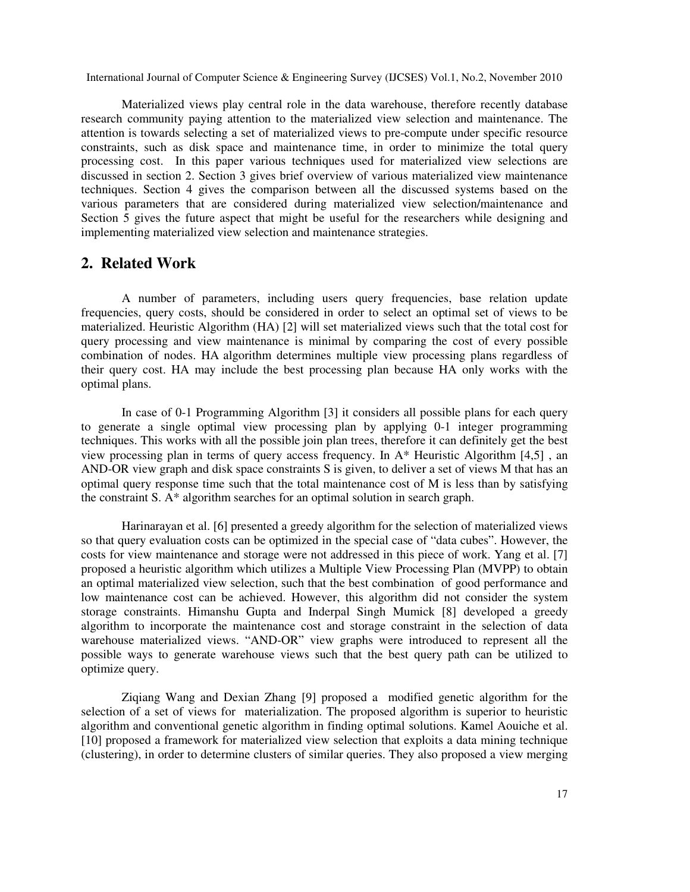Materialized views play central role in the data warehouse, therefore recently database research community paying attention to the materialized view selection and maintenance. The attention is towards selecting a set of materialized views to pre-compute under specific resource constraints, such as disk space and maintenance time, in order to minimize the total query processing cost. In this paper various techniques used for materialized view selections are discussed in section 2. Section 3 gives brief overview of various materialized view maintenance techniques. Section 4 gives the comparison between all the discussed systems based on the various parameters that are considered during materialized view selection/maintenance and Section 5 gives the future aspect that might be useful for the researchers while designing and implementing materialized view selection and maintenance strategies.

## 2. Related Work

A number of parameters, including users query frequencies, base relation update frequencies, query costs, should be considered in order to select an optimal set of views to be materialized. Heuristic Algorithm (HA) [2] will set materialized views such that the total cost for query processing and view maintenance is minimal by comparing the cost of every possible combination of nodes. HA algorithm determines multiple view processing plans regardless of their query cost. HA may include the best processing plan because HA only works with the optimal plans.

In case of 0-1 Programming Algorithm [3] it considers all possible plans for each query to generate a single optimal view processing plan by applying 0-1 integer programming techniques. This works with all the possible join plan trees, therefore it can definitely get the best view processing plan in terms of query access frequency. In A* Heuristic Algorithm [4,5] , an AND-OR view graph and disk space constraints S is given, to deliver a set of views M that has an optimal query response time such that the total maintenance cost of M is less than by satisfying the constraint S. A* algorithm searches for an optimal solution in search graph.

Harinarayan et al. [6] presented a greedy algorithm for the selection of materialized views so that query evaluation costs can be optimized in the special case of "data cubes". However, the costs for view maintenance and storage were not addressed in this piece of work. Yang et al. [7] proposed a heuristic algorithm which utilizes a Multiple View Processing Plan (MVPP) to obtain an optimal materialized view selection, such that the best combination of good performance and low maintenance cost can be achieved. However, this algorithm did not consider the system storage constraints. Himanshu Gupta and Inderpal Singh Mumick [8] developed a greedy algorithm to incorporate the maintenance cost and storage constraint in the selection of data warehouse materialized views. "AND-OR" view graphs were introduced to represent all the possible ways to generate warehouse views such that the best query path can be utilized to optimize query.

Ziqiang Wang and Dexian Zhang [9] proposed a modified genetic algorithm for the selection of a set of views for materialization. The proposed algorithm is superior to heuristic algorithm and conventional genetic algorithm in finding optimal solutions. Kamel Aouiche et al. [10] proposed a framework for materialized view selection that exploits a data mining technique (clustering), in order to determine clusters of similar queries. They also proposed a view merging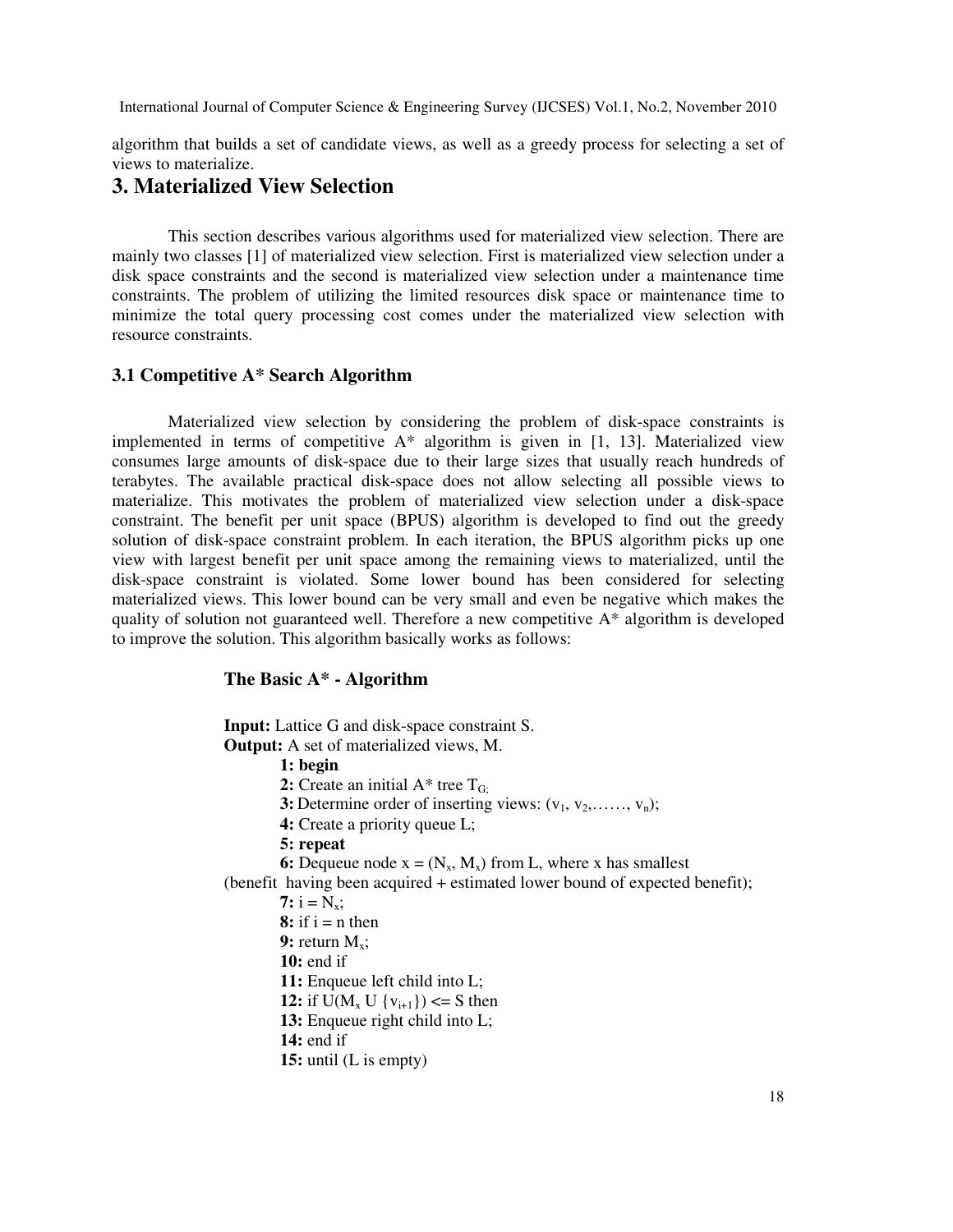algorithm that builds a set of candidate views, as well as a greedy process for selecting a set of views to materialize.

# 3. Materialized View Selection

This section describes various algorithms used for materialized view selection. There are mainly two classes [1] of materialized view selection. First is materialized view selection under a disk space constraints and the second is materialized view selection under a maintenance time constraints. The problem of utilizing the limited resources disk space or maintenance time to minimize the total query processing cost comes under the materialized view selection with resource constraints.

### 3.1 Competitive A* Search Algorithm

Materialized view selection by considering the problem of disk-space constraints is implemented in terms of competitive A* algorithm is given in [1, 13]. Materialized view consumes large amounts of disk-space due to their large sizes that usually reach hundreds of terabytes. The available practical disk-space does not allow selecting all possible views to materialize. This motivates the problem of materialized view selection under a disk-space constraint. The benefit per unit space (BPUS) algorithm is developed to find out the greedy solution of disk-space constraint problem. In each iteration, the BPUS algorithm picks up one view with largest benefit per unit space among the remaining views to materialized, until the disk-space constraint is violated. Some lower bound has been considered for selecting materialized views. This lower bound can be very small and even be negative which makes the quality of solution not guaranteed well. Therefore a new competitive A* algorithm is developed to improve the solution. This algorithm basically works as follows:

**The Basic A* - Algorithm**

**Input:** Lattice G and disk-space constraint S.
**Output:** A set of materialized views, M.

**1: begin**
**2:** Create an initial A* tree $T_G$;
**3:** Determine order of inserting views: ($v_1$, $v_2$,……, $v_n$);
**4:** Create a priority queue L;
**5: repeat**
**6:** Dequeue node x = ($N_x$, $M_x$) from L, where x has smallest (benefit having been acquired + estimated lower bound of expected benefit);
**7:** i = $N_x$;
**8:** if i = n then
**9:** return $M_x$;
**10:** end if
**11:** Enqueue left child into L;
**12:** if U($M_x$ U {$v_{i+1}$}) <= S then
**13:** Enqueue right child into L;
**14:** end if
**15:** until (L is empty)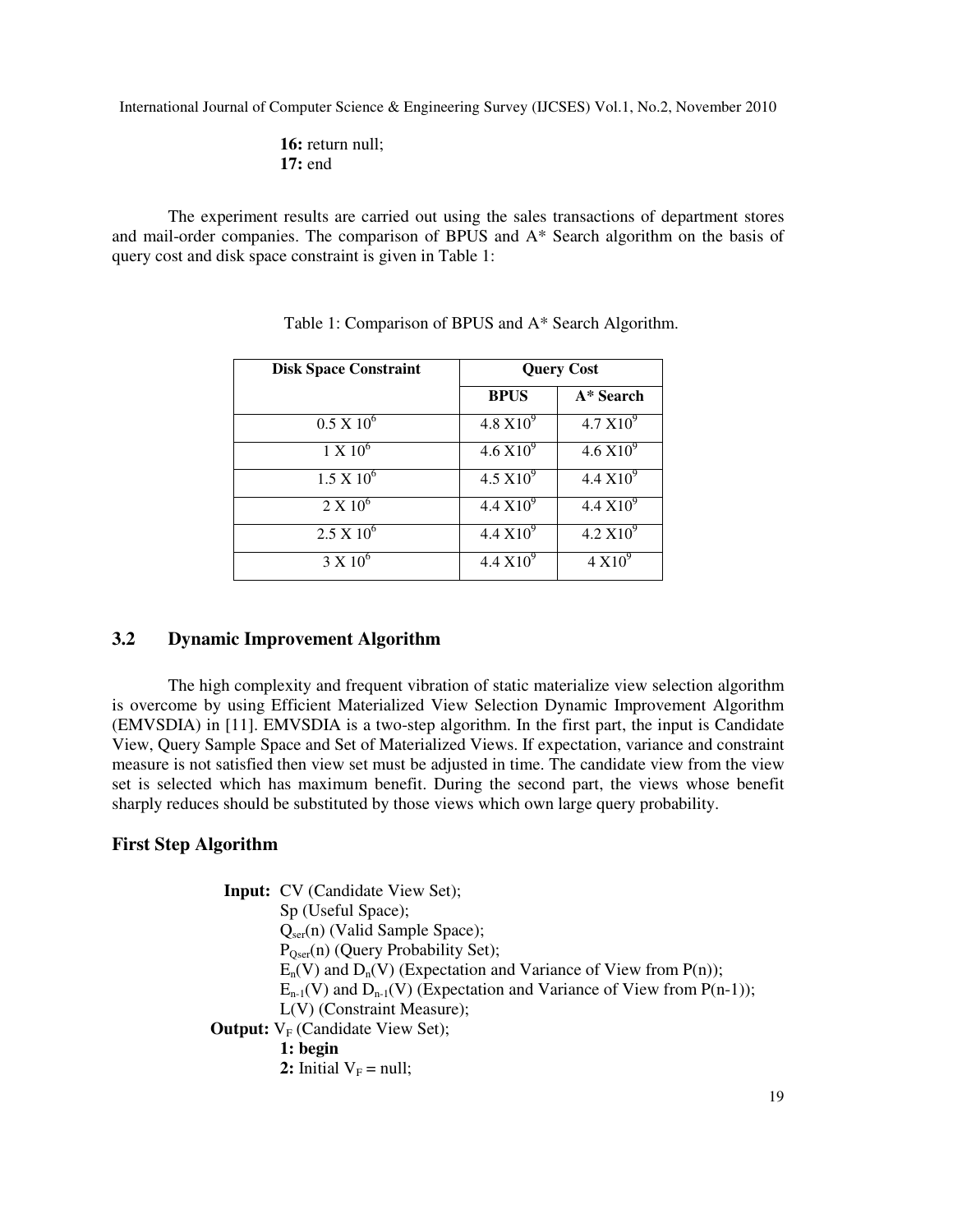**16:** return null;
**17:** end

The experiment results are carried out using the sales transactions of department stores and mail-order companies. The comparison of BPUS and A* Search algorithm on the basis of query cost and disk space constraint is given in Table 1:

Table 1: Comparison of BPUS and A* Search Algorithm.

| Disk Space Constraint | Query Cost | |
|---|---|---|
| | **BPUS** | **A* Search** |
| $0.5 \times 10^6$ | $4.8 \times 10^9$ | $4.7 \times 10^9$ |
| $1 \times 10^6$ | $4.6 \times 10^9$ | $4.6 \times 10^9$ |
| $1.5 \times 10^6$ | $4.5 \times 10^9$ | $4.4 \times 10^9$ |
| $2 \times 10^6$ | $4.4 \times 10^9$ | $4.4 \times 10^9$ |
| $2.5 \times 10^6$ | $4.4 \times 10^9$ | $4.2 \times 10^9$ |
| $3 \times 10^6$ | $4.4 \times 10^9$ | $4 \times 10^9$ |

## 3.2 Dynamic Improvement Algorithm

The high complexity and frequent vibration of static materialize view selection algorithm is overcome by using Efficient Materialized View Selection Dynamic Improvement Algorithm (EMVSDIA) in [11]. EMVSDIA is a two-step algorithm. In the first part, the input is Candidate View, Query Sample Space and Set of Materialized Views. If expectation, variance and constraint measure is not satisfied then view set must be adjusted in time. The candidate view from the view set is selected which has maximum benefit. During the second part, the views whose benefit sharply reduces should be substituted by those views which own large query probability.

### First Step Algorithm

**Input:** CV (Candidate View Set);
Sp (Useful Space);
$Q_{ser}(n)$ (Valid Sample Space);
$P_{Qser}(n)$ (Query Probability Set);
$E_n(V)$ and $D_n(V)$ (Expectation and Variance of View from P(n));
$E_{n-1}(V)$ and $D_{n-1}(V)$ (Expectation and Variance of View from P(n-1));
L(V) (Constraint Measure);
**Output:** $V_F$ (Candidate View Set);
**1: begin**
**2:** Initial $V_F$ = null;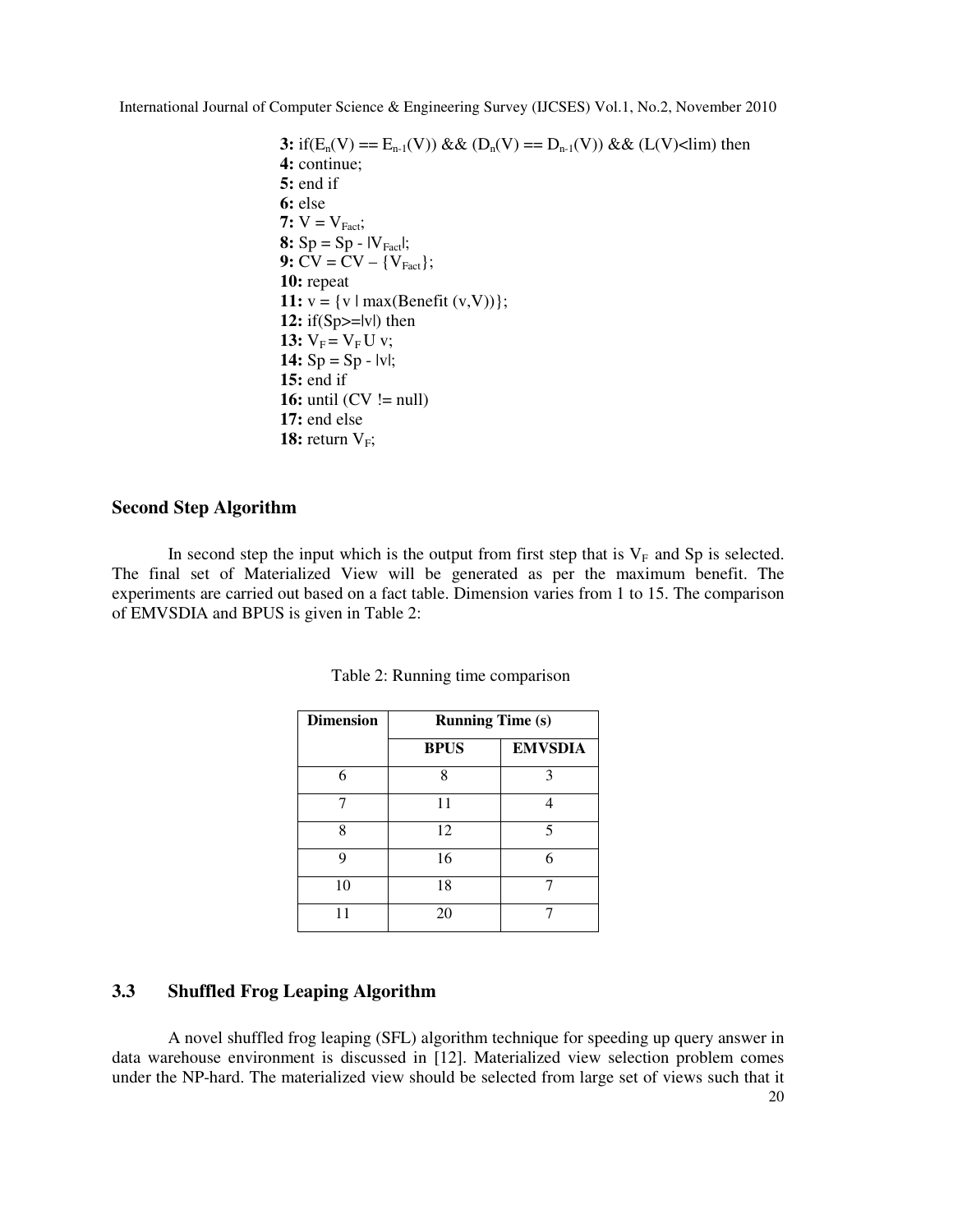**3:** if($E_n(V) == E_{n-1}(V)$) && ($D_n(V) == D_{n-1}(V)$) && ($L(V)<lim$) then
**4:** continue;
**5:** end if
**6:** else
**7:** $V = V_{Fact}$;
**8:** $Sp = Sp - |V_{Fact}|$;
**9:** $CV = CV - \{V_{Fact}\}$;
**10:** repeat
**11:** $v = \{v \mid max(Benefit (v,V))\}$;
**12:** if($Sp>=|v|$) then
**13:** $V_F = V_F \cup v$;
**14:** $Sp = Sp - |v|$;
**15:** end if
**16:** until (CV != null)
**17:** end else
**18:** return $V_F$;

### Second Step Algorithm

In second step the input which is the output from first step that is $V_F$ and Sp is selected. The final set of Materialized View will be generated as per the maximum benefit. The experiments are carried out based on a fact table. Dimension varies from 1 to 15. The comparison of EMVSDIA and BPUS is given in Table 2:

Table 2: Running time comparison

| Dimension | Running Time (s) | |
|---|---|---|
| | BPUS | EMVSDIA |
| 6 | 8 | 3 |
| 7 | 11 | 4 |
| 8 | 12 | 5 |
| 9 | 16 | 6 |
| 10 | 18 | 7 |
| 11 | 20 | 7 |

## 3.3 Shuffled Frog Leaping Algorithm

A novel shuffled frog leaping (SFL) algorithm technique for speeding up query answer in data warehouse environment is discussed in [12]. Materialized view selection problem comes under the NP-hard. The materialized view should be selected from large set of views such that it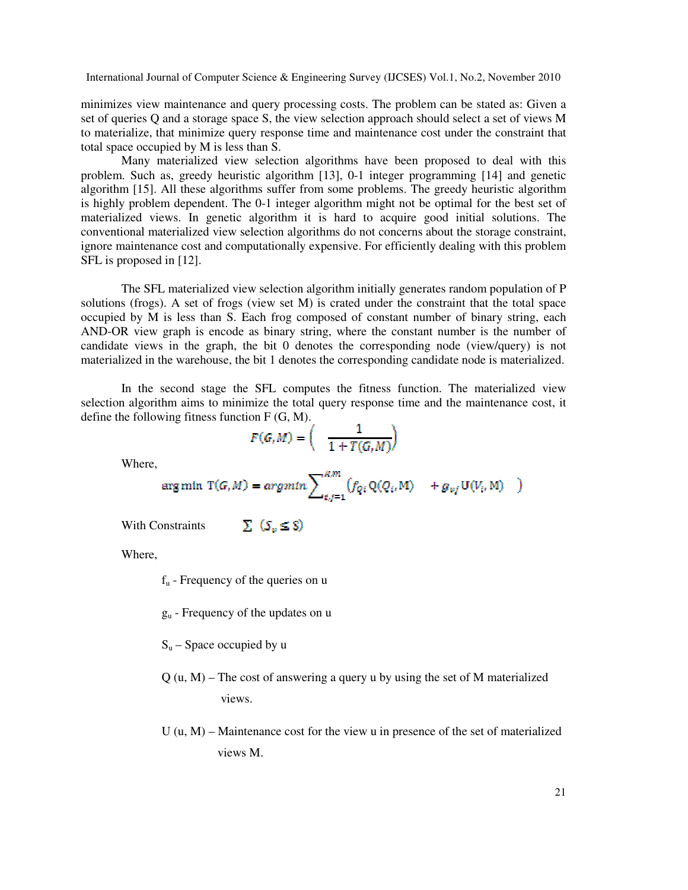minimizes view maintenance and query processing costs. The problem can be stated as: Given a set of queries Q and a storage space S, the view selection approach should select a set of views M to materialize, that minimize query response time and maintenance cost under the constraint that total space occupied by M is less than S.

Many materialized view selection algorithms have been proposed to deal with this problem. Such as, greedy heuristic algorithm [13], 0-1 integer programming [14] and genetic algorithm [15]. All these algorithms suffer from some problems. The greedy heuristic algorithm is highly problem dependent. The 0-1 integer algorithm might not be optimal for the best set of materialized views. In genetic algorithm it is hard to acquire good initial solutions. The conventional materialized view selection algorithms do not concerns about the storage constraint, ignore maintenance cost and computationally expensive. For efficiently dealing with this problem SFL is proposed in [12].

The SFL materialized view selection algorithm initially generates random population of P solutions (frogs). A set of frogs (view set M) is crated under the constraint that the total space occupied by M is less than S. Each frog composed of constant number of binary string, each AND-OR view graph is encode as binary string, where the constant number is the number of candidate views in the graph, the bit 0 denotes the corresponding node (view/query) is not materialized in the warehouse, the bit 1 denotes the corresponding candidate node is materialized.

In the second stage the SFL computes the fitness function. The materialized view selection algorithm aims to minimize the total query response time and the maintenance cost, it define the following fitness function F (G, M).

$$F(G,M) = \left( \frac{1}{1+T(G,M)} \right)$$

Where,

$$\arg\min\ T(G,M) = \operatorname{argmin} \sum_{i,j=1}^{K,m} \left( f_{Q_i} Q(Q_i, M) \quad + g_{v_j} U(V_i, M) \quad \right)$$

With Constraints $\quad \sum \; (S_v \leq S)$

Where,

$f_u$ - Frequency of the queries on u

$g_u$ - Frequency of the updates on u

$S_u$ – Space occupied by u

Q (u, M) – The cost of answering a query u by using the set of M materialized views.

U (u, M) – Maintenance cost for the view u in presence of the set of materialized views M.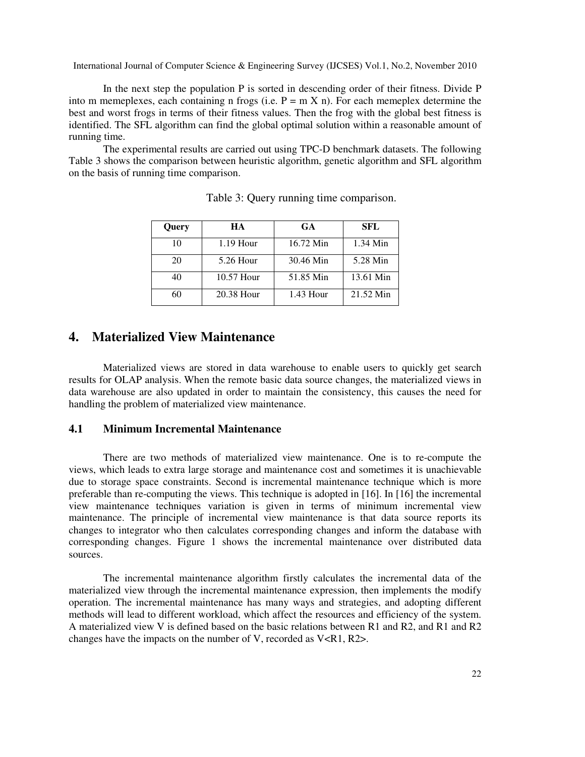In the next step the population P is sorted in descending order of their fitness. Divide P into m memeplexes, each containing n frogs (i.e. P = m X n). For each memeplex determine the best and worst frogs in terms of their fitness values. Then the frog with the global best fitness is identified. The SFL algorithm can find the global optimal solution within a reasonable amount of running time.

The experimental results are carried out using TPC-D benchmark datasets. The following Table 3 shows the comparison between heuristic algorithm, genetic algorithm and SFL algorithm on the basis of running time comparison.

Table 3: Query running time comparison.

| Query | HA | GA | SFL |
|---|---|---|---|
| 10 | 1.19 Hour | 16.72 Min | 1.34 Min |
| 20 | 5.26 Hour | 30.46 Min | 5.28 Min |
| 40 | 10.57 Hour | 51.85 Min | 13.61 Min |
| 60 | 20.38 Hour | 1.43 Hour | 21.52 Min |

# 4. Materialized View Maintenance

Materialized views are stored in data warehouse to enable users to quickly get search results for OLAP analysis. When the remote basic data source changes, the materialized views in data warehouse are also updated in order to maintain the consistency, this causes the need for handling the problem of materialized view maintenance.

## 4.1 Minimum Incremental Maintenance

There are two methods of materialized view maintenance. One is to re-compute the views, which leads to extra large storage and maintenance cost and sometimes it is unachievable due to storage space constraints. Second is incremental maintenance technique which is more preferable than re-computing the views. This technique is adopted in [16]. In [16] the incremental view maintenance techniques variation is given in terms of minimum incremental view maintenance. The principle of incremental view maintenance is that data source reports its changes to integrator who then calculates corresponding changes and inform the database with corresponding changes. Figure 1 shows the incremental maintenance over distributed data sources.

The incremental maintenance algorithm firstly calculates the incremental data of the materialized view through the incremental maintenance expression, then implements the modify operation. The incremental maintenance has many ways and strategies, and adopting different methods will lead to different workload, which affect the resources and efficiency of the system. A materialized view V is defined based on the basic relations between R1 and R2, and R1 and R2 changes have the impacts on the number of V, recorded as V<R1, R2>.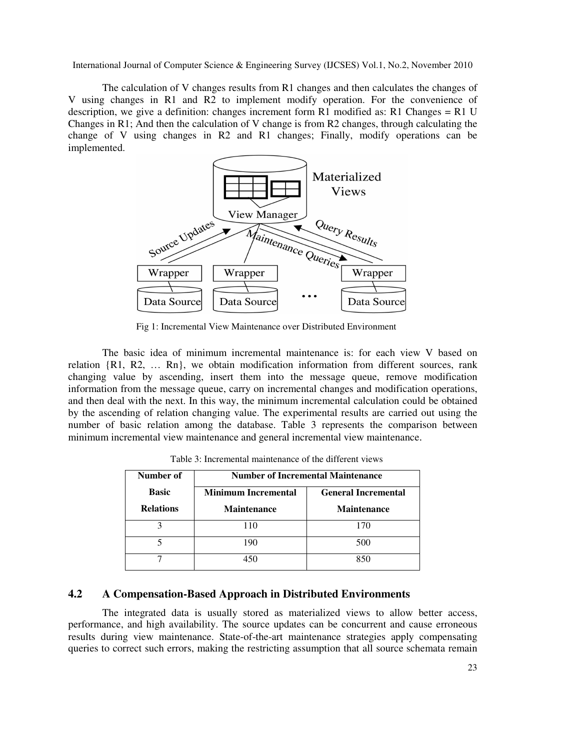The calculation of V changes results from R1 changes and then calculates the changes of V using changes in R1 and R2 to implement modify operation. For the convenience of description, we give a definition: changes increment form R1 modified as: R1 Changes = R1 U Changes in R1; And then the calculation of V change is from R2 changes, through calculating the change of V using changes in R2 and R1 changes; Finally, modify operations can be implemented.

Fig 1: Incremental View Maintenance over Distributed Environment

The basic idea of minimum incremental maintenance is: for each view V based on relation {R1, R2, … Rn}, we obtain modification information from different sources, rank changing value by ascending, insert them into the message queue, remove modification information from the message queue, carry on incremental changes and modification operations, and then deal with the next. In this way, the minimum incremental calculation could be obtained by the ascending of relation changing value. The experimental results are carried out using the number of basic relation among the database. Table 3 represents the comparison between minimum incremental view maintenance and general incremental view maintenance.

Table 3: Incremental maintenance of the different views

| Number of Basic Relations | Number of Incremental Maintenance | |
|---|---|---|
| | Minimum Incremental Maintenance | General Incremental Maintenance |
| 3 | 110 | 170 |
| 5 | 190 | 500 |
| 7 | 450 | 850 |

## 4.2 A Compensation-Based Approach in Distributed Environments

The integrated data is usually stored as materialized views to allow better access, performance, and high availability. The source updates can be concurrent and cause erroneous results during view maintenance. State-of-the-art maintenance strategies apply compensating queries to correct such errors, making the restricting assumption that all source schemata remain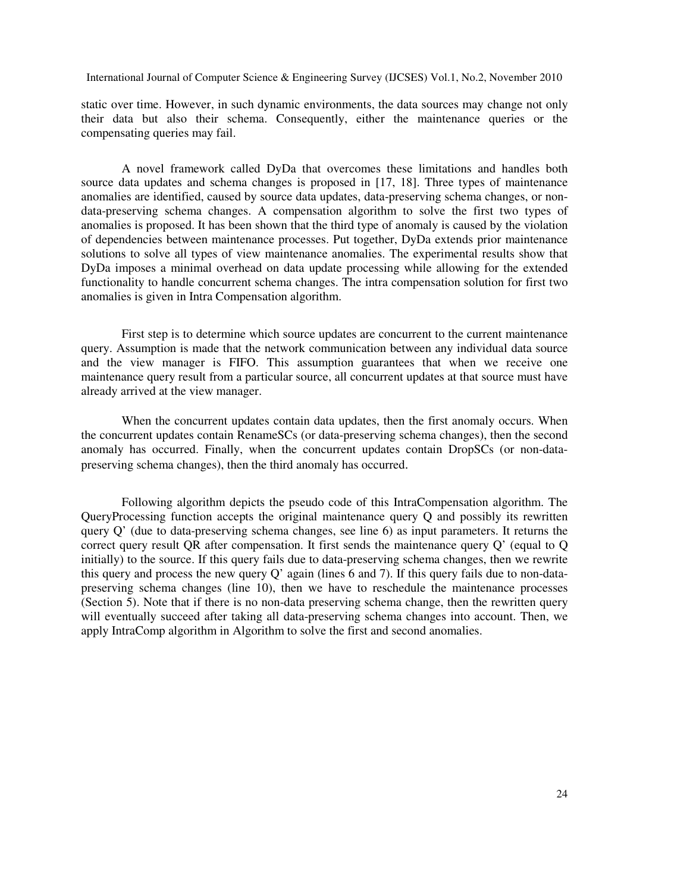static over time. However, in such dynamic environments, the data sources may change not only their data but also their schema. Consequently, either the maintenance queries or the compensating queries may fail.

A novel framework called DyDa that overcomes these limitations and handles both source data updates and schema changes is proposed in [17, 18]. Three types of maintenance anomalies are identified, caused by source data updates, data-preserving schema changes, or non-data-preserving schema changes. A compensation algorithm to solve the first two types of anomalies is proposed. It has been shown that the third type of anomaly is caused by the violation of dependencies between maintenance processes. Put together, DyDa extends prior maintenance solutions to solve all types of view maintenance anomalies. The experimental results show that DyDa imposes a minimal overhead on data update processing while allowing for the extended functionality to handle concurrent schema changes. The intra compensation solution for first two anomalies is given in Intra Compensation algorithm.

First step is to determine which source updates are concurrent to the current maintenance query. Assumption is made that the network communication between any individual data source and the view manager is FIFO. This assumption guarantees that when we receive one maintenance query result from a particular source, all concurrent updates at that source must have already arrived at the view manager.

When the concurrent updates contain data updates, then the first anomaly occurs. When the concurrent updates contain RenameSCs (or data-preserving schema changes), then the second anomaly has occurred. Finally, when the concurrent updates contain DropSCs (or non-data-preserving schema changes), then the third anomaly has occurred.

Following algorithm depicts the pseudo code of this IntraCompensation algorithm. The QueryProcessing function accepts the original maintenance query Q and possibly its rewritten query Q' (due to data-preserving schema changes, see line 6) as input parameters. It returns the correct query result QR after compensation. It first sends the maintenance query Q' (equal to Q initially) to the source. If this query fails due to data-preserving schema changes, then we rewrite this query and process the new query Q' again (lines 6 and 7). If this query fails due to non-data-preserving schema changes (line 10), then we have to reschedule the maintenance processes (Section 5). Note that if there is no non-data preserving schema change, then the rewritten query will eventually succeed after taking all data-preserving schema changes into account. Then, we apply IntraComp algorithm in Algorithm to solve the first and second anomalies.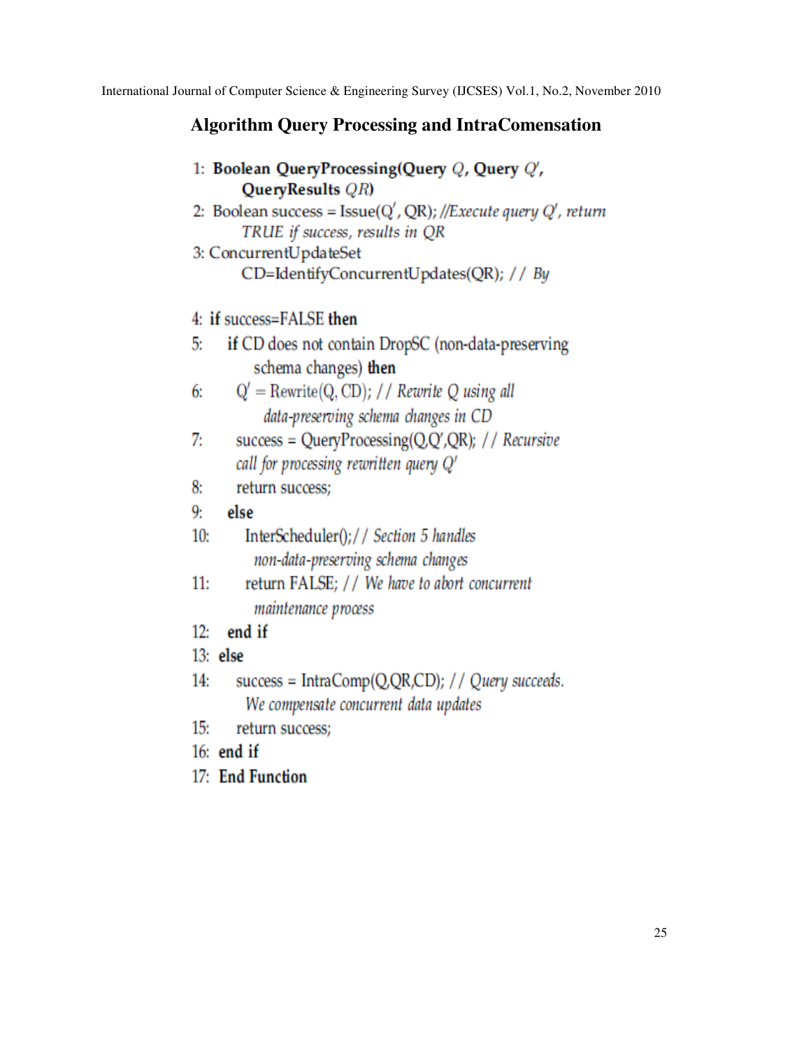## Algorithm Query Processing and IntraComensation

```
1: Boolean QueryProcessing(Query Q, Query Q',
       QueryResults QR)
2: Boolean success = Issue(Q', QR); //Execute query Q', return
       TRUE if success, results in QR
3: ConcurrentUpdateSet
       CD=IdentifyConcurrentUpdates(QR); // By

4: if success=FALSE then
5:    if CD does not contain DropSC (non-data-preserving
         schema changes) then
6:       Q' = Rewrite(Q, CD); // Rewrite Q using all
            data-preserving schema changes in CD
7:       success = QueryProcessing(Q,Q',QR); // Recursive
         call for processing rewritten query Q'
8:       return success;
9:    else
10:      InterScheduler();// Section 5 handles
           non-data-preserving schema changes
11:      return FALSE; // We have to abort concurrent
           maintenance process
12:   end if
13: else
14:   success = IntraComp(Q,QR,CD); // Query succeeds.
        We compensate concurrent data updates
15:   return success;
16: end if
17: End Function
```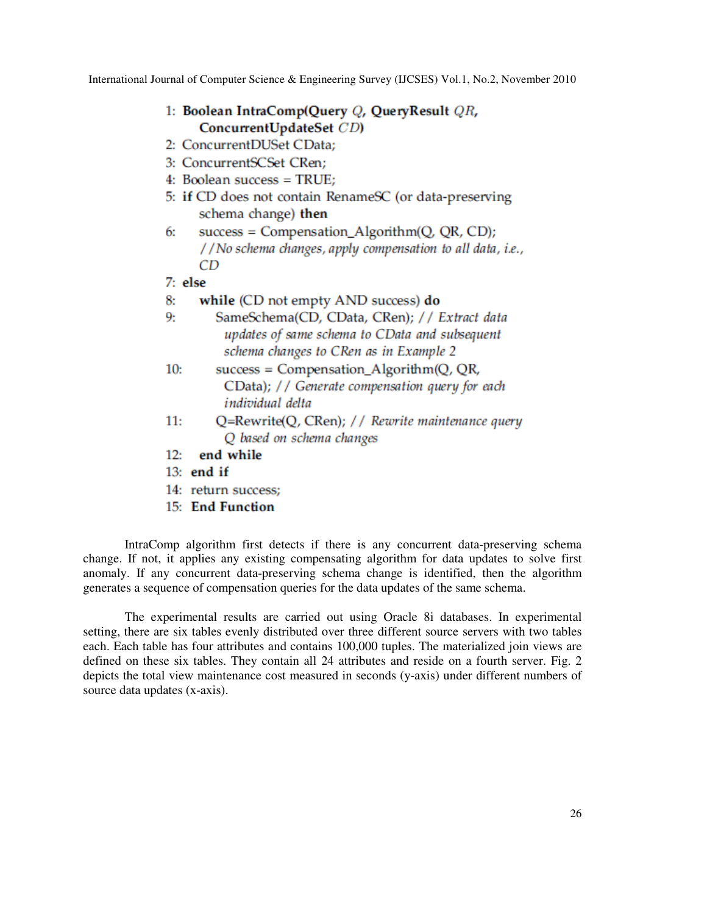```
1:  Boolean IntraComp(Query Q, QueryResult QR,
        ConcurrentUpdateSet CD)
2:  ConcurrentDUSet CData;
3:  ConcurrentSCSet CRen;
4:  Boolean success = TRUE;
5:  if CD does not contain RenameSC (or data-preserving
        schema change) then
6:      success = Compensation_Algorithm(Q, QR, CD);
        //No schema changes, apply compensation to all data, i.e.,
        CD
7:  else
8:      while (CD not empty AND success) do
9:          SameSchema(CD, CData, CRen); // Extract data
            updates of same schema to CData and subsequent
            schema changes to CRen as in Example 2
10:         success = Compensation_Algorithm(Q, QR,
            CData); // Generate compensation query for each
            individual delta
11:         Q=Rewrite(Q, CRen); // Rewrite maintenance query
            Q based on schema changes
12:     end while
13: end if
14: return success;
15: End Function
```

IntraComp algorithm first detects if there is any concurrent data-preserving schema change. If not, it applies any existing compensating algorithm for data updates to solve first anomaly. If any concurrent data-preserving schema change is identified, then the algorithm generates a sequence of compensation queries for the data updates of the same schema.

The experimental results are carried out using Oracle 8i databases. In experimental setting, there are six tables evenly distributed over three different source servers with two tables each. Each table has four attributes and contains 100,000 tuples. The materialized join views are defined on these six tables. They contain all 24 attributes and reside on a fourth server. Fig. 2 depicts the total view maintenance cost measured in seconds (y-axis) under different numbers of source data updates (x-axis).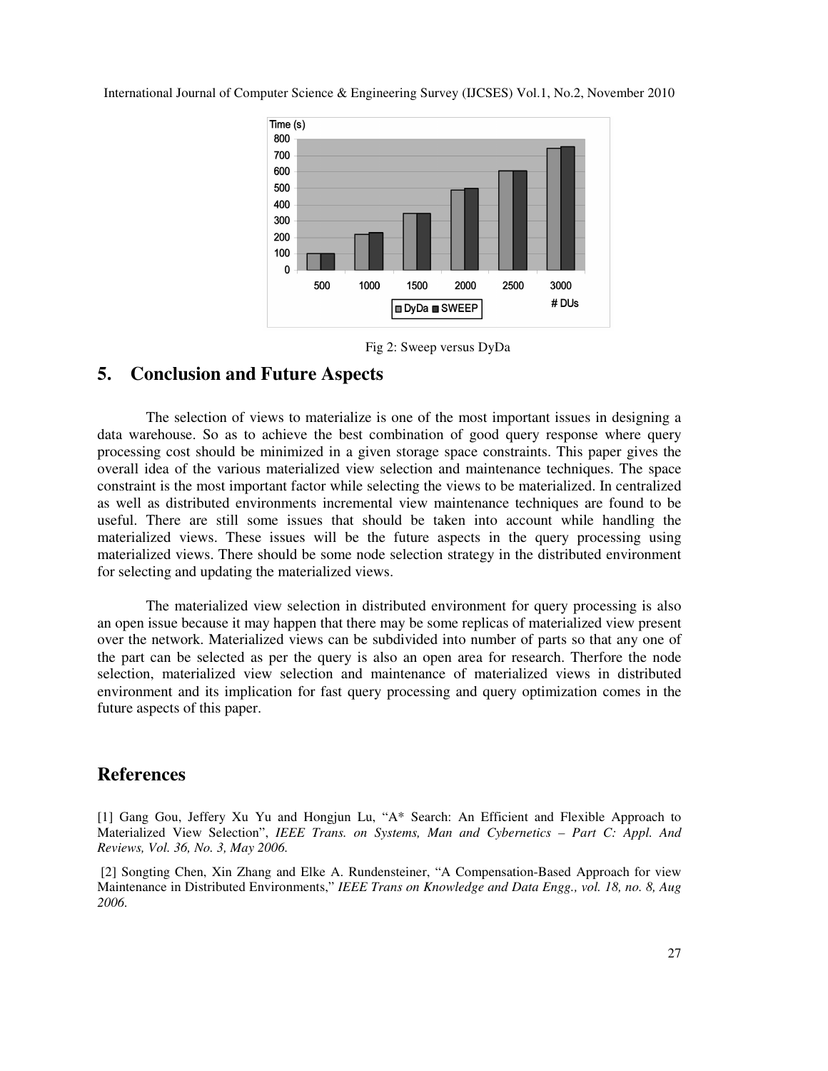Time (s)
800
700
600
500
400
300
200
100
0

500 1000 1500 2000 2500 3000

# DUs

DyDa SWEEP

Fig 2: Sweep versus DyDa

## 5. Conclusion and Future Aspects

The selection of views to materialize is one of the most important issues in designing a data warehouse. So as to achieve the best combination of good query response where query processing cost should be minimized in a given storage space constraints. This paper gives the overall idea of the various materialized view selection and maintenance techniques. The space constraint is the most important factor while selecting the views to be materialized. In centralized as well as distributed environments incremental view maintenance techniques are found to be useful. There are still some issues that should be taken into account while handling the materialized views. These issues will be the future aspects in the query processing using materialized views. There should be some node selection strategy in the distributed environment for selecting and updating the materialized views.

The materialized view selection in distributed environment for query processing is also an open issue because it may happen that there may be some replicas of materialized view present over the network. Materialized views can be subdivided into number of parts so that any one of the part can be selected as per the query is also an open area for research. Therfore the node selection, materialized view selection and maintenance of materialized views in distributed environment and its implication for fast query processing and query optimization comes in the future aspects of this paper.

## References

[1] Gang Gou, Jeffery Xu Yu and Hongjun Lu, "A* Search: An Efficient and Flexible Approach to Materialized View Selection", *IEEE Trans. on Systems, Man and Cybernetics – Part C: Appl. And Reviews, Vol. 36, No. 3, May 2006.*

[2] Songting Chen, Xin Zhang and Elke A. Rundensteiner, "A Compensation-Based Approach for view Maintenance in Distributed Environments," *IEEE Trans on Knowledge and Data Engg., vol. 18, no. 8, Aug 2006.*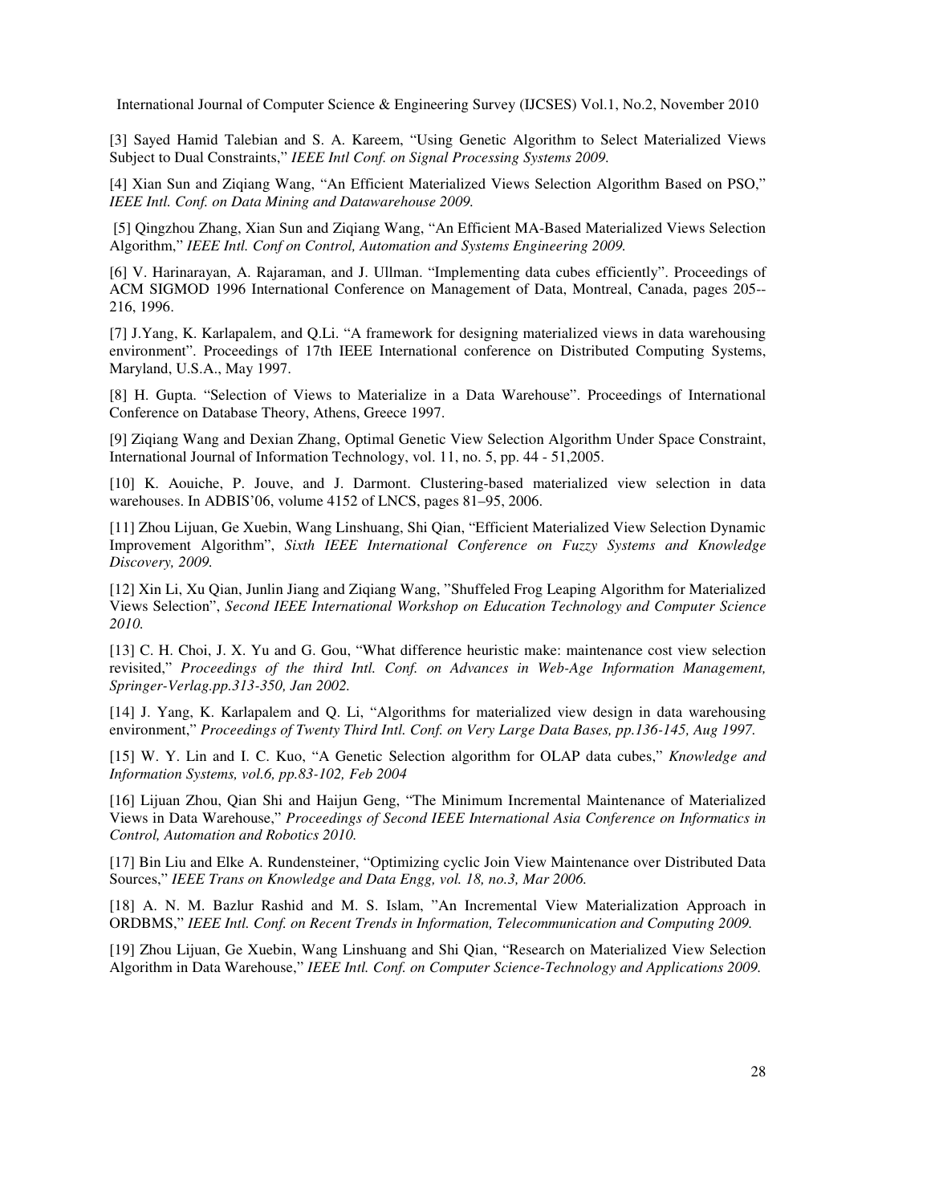[3] Sayed Hamid Talebian and S. A. Kareem, "Using Genetic Algorithm to Select Materialized Views Subject to Dual Constraints," *IEEE Intl Conf. on Signal Processing Systems 2009.*

[4] Xian Sun and Ziqiang Wang, "An Efficient Materialized Views Selection Algorithm Based on PSO," *IEEE Intl. Conf. on Data Mining and Datawarehouse 2009.*

[5] Qingzhou Zhang, Xian Sun and Ziqiang Wang, "An Efficient MA-Based Materialized Views Selection Algorithm," *IEEE Intl. Conf on Control, Automation and Systems Engineering 2009.*

[6] V. Harinarayan, A. Rajaraman, and J. Ullman. "Implementing data cubes efficiently". Proceedings of ACM SIGMOD 1996 International Conference on Management of Data, Montreal, Canada, pages 205--216, 1996.

[7] J.Yang, K. Karlapalem, and Q.Li. "A framework for designing materialized views in data warehousing environment". Proceedings of 17th IEEE International conference on Distributed Computing Systems, Maryland, U.S.A., May 1997.

[8] H. Gupta. "Selection of Views to Materialize in a Data Warehouse". Proceedings of International Conference on Database Theory, Athens, Greece 1997.

[9] Ziqiang Wang and Dexian Zhang, Optimal Genetic View Selection Algorithm Under Space Constraint, International Journal of Information Technology, vol. 11, no. 5, pp. 44 - 51,2005.

[10] K. Aouiche, P. Jouve, and J. Darmont. Clustering-based materialized view selection in data warehouses. In ADBIS'06, volume 4152 of LNCS, pages 81–95, 2006.

[11] Zhou Lijuan, Ge Xuebin, Wang Linshuang, Shi Qian, "Efficient Materialized View Selection Dynamic Improvement Algorithm", *Sixth IEEE International Conference on Fuzzy Systems and Knowledge Discovery, 2009.*

[12] Xin Li, Xu Qian, Junlin Jiang and Ziqiang Wang, "Shuffeled Frog Leaping Algorithm for Materialized Views Selection", *Second IEEE International Workshop on Education Technology and Computer Science 2010.*

[13] C. H. Choi, J. X. Yu and G. Gou, "What difference heuristic make: maintenance cost view selection revisited," *Proceedings of the third Intl. Conf. on Advances in Web-Age Information Management, Springer-Verlag.pp.313-350, Jan 2002.*

[14] J. Yang, K. Karlapalem and Q. Li, "Algorithms for materialized view design in data warehousing environment," *Proceedings of Twenty Third Intl. Conf. on Very Large Data Bases, pp.136-145, Aug 1997.*

[15] W. Y. Lin and I. C. Kuo, "A Genetic Selection algorithm for OLAP data cubes," *Knowledge and Information Systems, vol.6, pp.83-102, Feb 2004*

[16] Lijuan Zhou, Qian Shi and Haijun Geng, "The Minimum Incremental Maintenance of Materialized Views in Data Warehouse," *Proceedings of Second IEEE International Asia Conference on Informatics in Control, Automation and Robotics 2010.*

[17] Bin Liu and Elke A. Rundensteiner, "Optimizing cyclic Join View Maintenance over Distributed Data Sources," *IEEE Trans on Knowledge and Data Engg, vol. 18, no.3, Mar 2006.*

[18] A. N. M. Bazlur Rashid and M. S. Islam, "An Incremental View Materialization Approach in ORDBMS," *IEEE Intl. Conf. on Recent Trends in Information, Telecommunication and Computing 2009.*

[19] Zhou Lijuan, Ge Xuebin, Wang Linshuang and Shi Qian, "Research on Materialized View Selection Algorithm in Data Warehouse," *IEEE Intl. Conf. on Computer Science-Technology and Applications 2009.*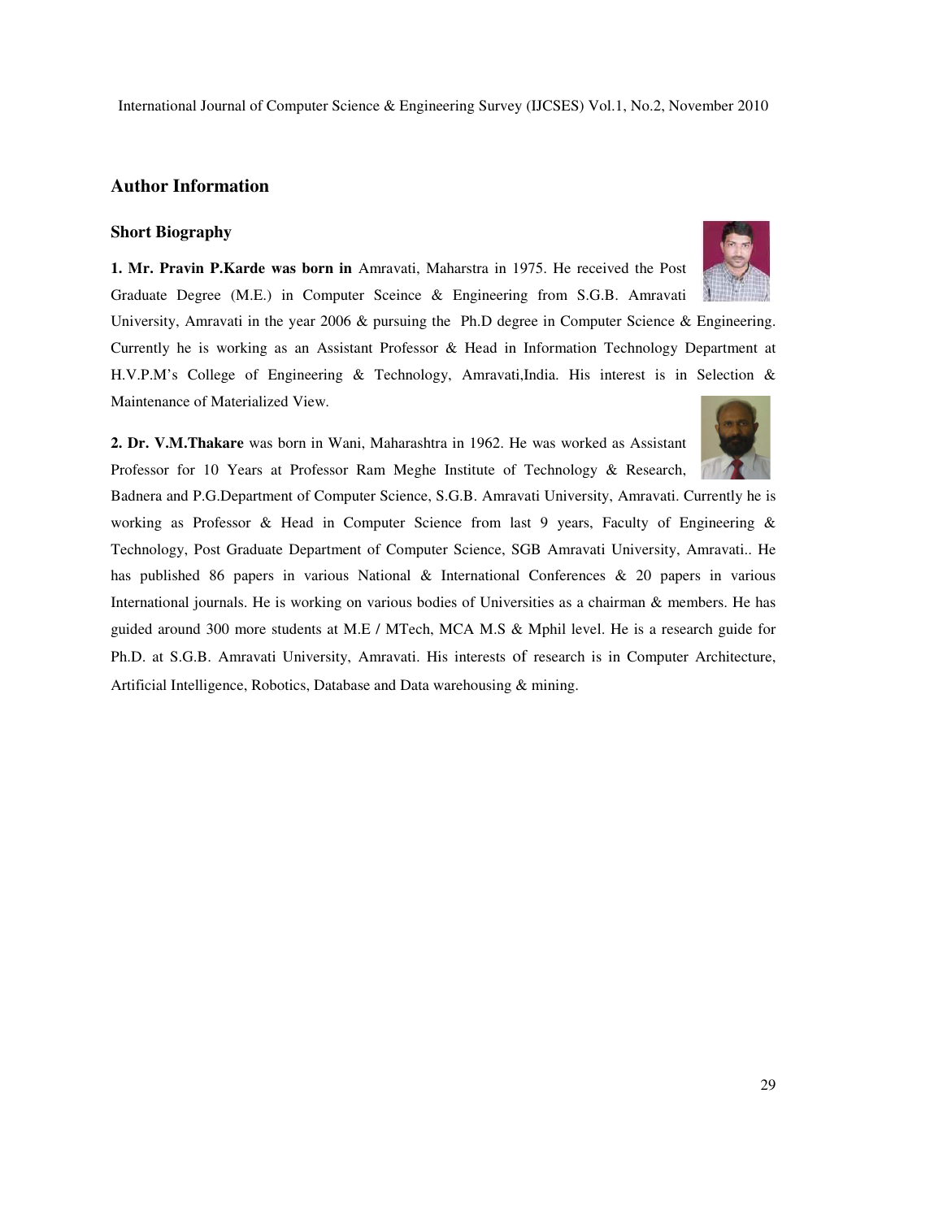## Author Information

### Short Biography

**1. Mr. Pravin P.Karde was born in** Amravati, Maharstra in 1975. He received the Post Graduate Degree (M.E.) in Computer Sceince & Engineering from S.G.B. Amravati University, Amravati in the year 2006 & pursuing the Ph.D degree in Computer Science & Engineering. Currently he is working as an Assistant Professor & Head in Information Technology Department at H.V.P.M's College of Engineering & Technology, Amravati,India. His interest is in Selection & Maintenance of Materialized View.

**2. Dr. V.M.Thakare** was born in Wani, Maharashtra in 1962. He was worked as Assistant Professor for 10 Years at Professor Ram Meghe Institute of Technology & Research, Badnera and P.G.Department of Computer Science, S.G.B. Amravati University, Amravati. Currently he is working as Professor & Head in Computer Science from last 9 years, Faculty of Engineering & Technology, Post Graduate Department of Computer Science, SGB Amravati University, Amravati.. He has published 86 papers in various National & International Conferences & 20 papers in various International journals. He is working on various bodies of Universities as a chairman & members. He has guided around 300 more students at M.E / MTech, MCA M.S & Mphil level. He is a research guide for Ph.D. at S.G.B. Amravati University, Amravati. His interests of research is in Computer Architecture, Artificial Intelligence, Robotics, Database and Data warehousing & mining.